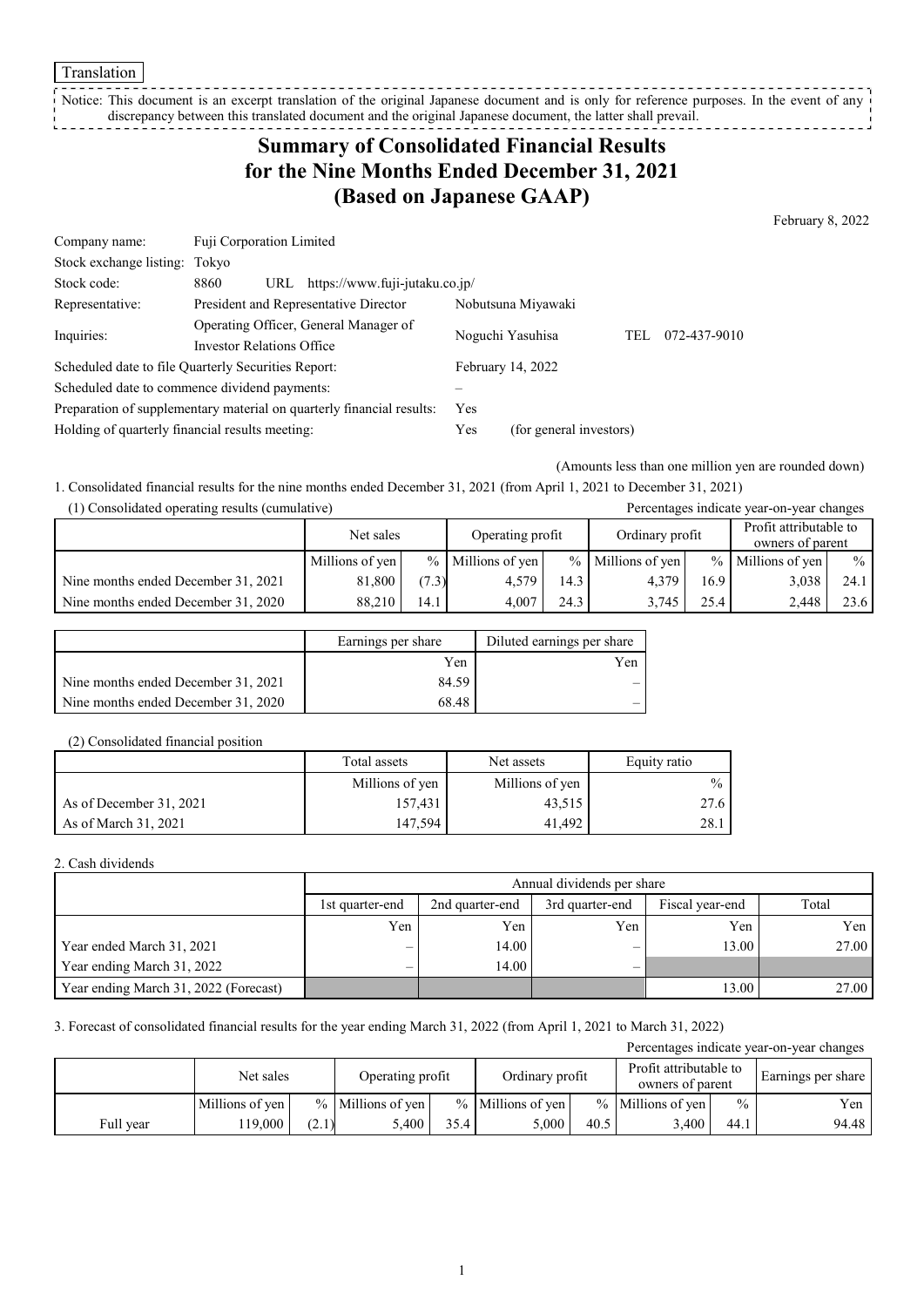Translation

Notice: This document is an excerpt translation of the original Japanese document and is only for reference purposes. In the event of any discrepancy between this translated document and the original Japanese document, the latter shall prevail.

# Summary of Consolidated Financial Results for the Nine Months Ended December 31, 2021 (Based on Japanese GAAP)

February 8, 2022

| | | | |
|---|---|---|---|
| Company name: | Fuji Corporation Limited | | |
| Stock exchange listing: | Tokyo | | |
| Stock code: | 8860 URL https://www.fuji-jutaku.co.jp/ | | |
| Representative: | President and Representative Director | Nobutsuna Miyawaki | |
| Inquiries: | Operating Officer, General Manager of Investor Relations Office | Noguchi Yasuhisa | TEL 072-437-9010 |

Scheduled date to file Quarterly Securities Report: February 14, 2022

Scheduled date to commence dividend payments: –

Preparation of supplementary material on quarterly financial results: Yes

Holding of quarterly financial results meeting: Yes (for general investors)

(Amounts less than one million yen are rounded down)

1. Consolidated financial results for the nine months ended December 31, 2021 (from April 1, 2021 to December 31, 2021)

(1) Consolidated operating results (cumulative)

Percentages indicate year-on-year changes

| | Net sales | | Operating profit | | Ordinary profit | | Profit attributable to owners of parent | |
|---|---|---|---|---|---|---|---|---|
| | Millions of yen | % | Millions of yen | % | Millions of yen | % | Millions of yen | % |
| Nine months ended December 31, 2021 | 81,800 | (7.3) | 4,579 | 14.3 | 4,379 | 16.9 | 3,038 | 24.1 |
| Nine months ended December 31, 2020 | 88,210 | 14.1 | 4,007 | 24.3 | 3,745 | 25.4 | 2,448 | 23.6 |

| | Earnings per share | Diluted earnings per share |
|---|---|---|
| | Yen | Yen |
| Nine months ended December 31, 2021 | 84.59 | – |
| Nine months ended December 31, 2020 | 68.48 | – |

(2) Consolidated financial position

| | Total assets | Net assets | Equity ratio |
|---|---|---|---|
| | Millions of yen | Millions of yen | % |
| As of December 31, 2021 | 157,431 | 43,515 | 27.6 |
| As of March 31, 2021 | 147,594 | 41,492 | 28.1 |

2. Cash dividends

| | Annual dividends per share | | | | |
|---|---|---|---|---|---|
| | 1st quarter-end | 2nd quarter-end | 3rd quarter-end | Fiscal year-end | Total |
| | Yen | Yen | Yen | Yen | Yen |
| Year ended March 31, 2021 | – | 14.00 | – | 13.00 | 27.00 |
| Year ending March 31, 2022 | – | 14.00 | – | | |
| Year ending March 31, 2022 (Forecast) | | | | 13.00 | 27.00 |

3. Forecast of consolidated financial results for the year ending March 31, 2022 (from April 1, 2021 to March 31, 2022)

Percentages indicate year-on-year changes

| | Net sales | | Operating profit | | Ordinary profit | | Profit attributable to owners of parent | | Earnings per share |
|---|---|---|---|---|---|---|---|---|---|
| | Millions of yen | % | Millions of yen | % | Millions of yen | % | Millions of yen | % | Yen |
| Full year | 119,000 | (2.1) | 5,400 | 35.4 | 5,000 | 40.5 | 3,400 | 44.1 | 94.48 |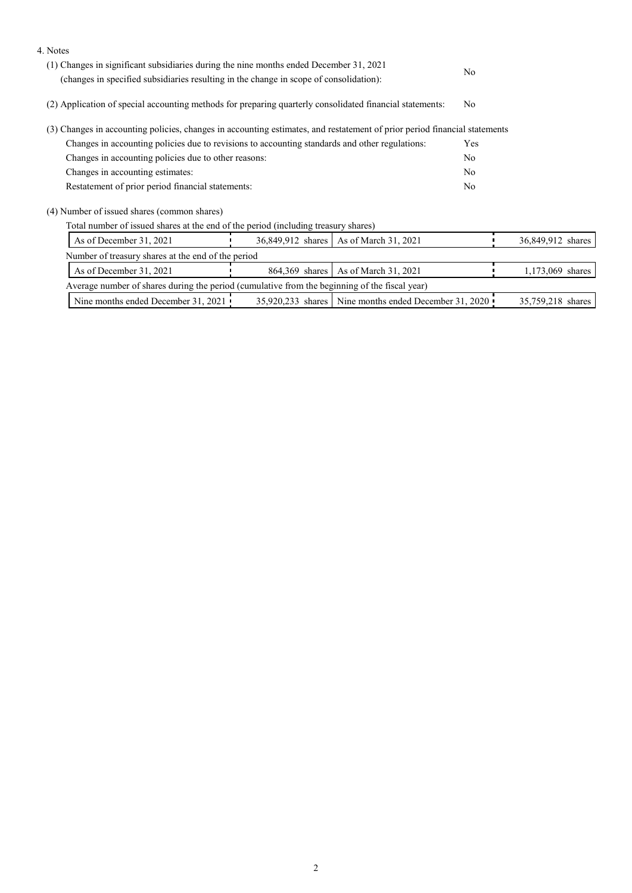4. Notes

(1) Changes in significant subsidiaries during the nine months ended December 31, 2021 (changes in specified subsidiaries resulting in the change in scope of consolidation): No

(2) Application of special accounting methods for preparing quarterly consolidated financial statements: No

(3) Changes in accounting policies, changes in accounting estimates, and restatement of prior period financial statements

| | |
|---|---|
| Changes in accounting policies due to revisions to accounting standards and other regulations: | Yes |
| Changes in accounting policies due to other reasons: | No |
| Changes in accounting estimates: | No |
| Restatement of prior period financial statements: | No |

(4) Number of issued shares (common shares)

Total number of issued shares at the end of the period (including treasury shares)

| | | | |
|---|---|---|---|
| As of December 31, 2021 | 36,849,912 shares | As of March 31, 2021 | 36,849,912 shares |

Number of treasury shares at the end of the period

| | | | |
|---|---|---|---|
| As of December 31, 2021 | 864,369 shares | As of March 31, 2021 | 1,173,069 shares |

Average number of shares during the period (cumulative from the beginning of the fiscal year)

| | | | |
|---|---|---|---|
| Nine months ended December 31, 2021 | 35,920,233 shares | Nine months ended December 31, 2020 | 35,759,218 shares |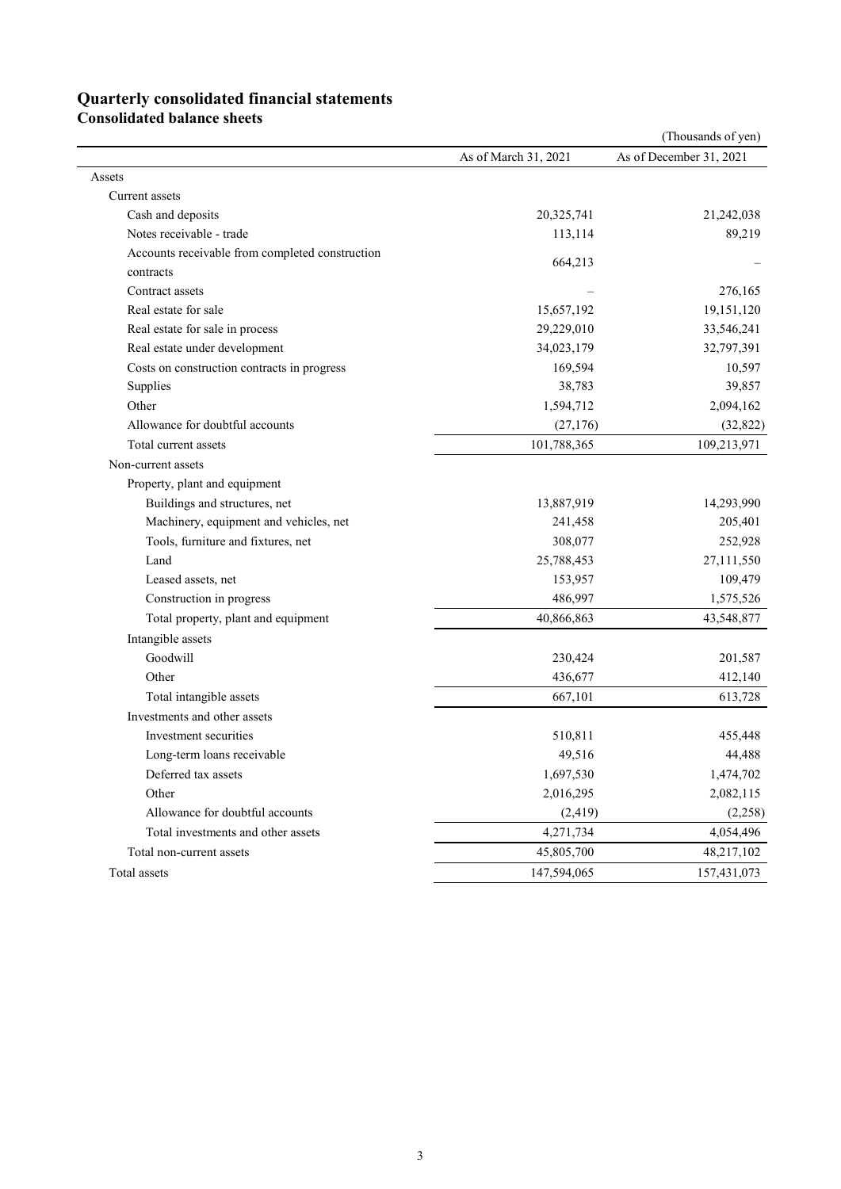# Quarterly consolidated financial statements

## Consolidated balance sheets

(Thousands of yen)

| | As of March 31, 2021 | As of December 31, 2021 |
|---|---|---|
| Assets | | |
| Current assets | | |
| Cash and deposits | 20,325,741 | 21,242,038 |
| Notes receivable - trade | 113,114 | 89,219 |
| Accounts receivable from completed construction contracts | 664,213 | – |
| Contract assets | – | 276,165 |
| Real estate for sale | 15,657,192 | 19,151,120 |
| Real estate for sale in process | 29,229,010 | 33,546,241 |
| Real estate under development | 34,023,179 | 32,797,391 |
| Costs on construction contracts in progress | 169,594 | 10,597 |
| Supplies | 38,783 | 39,857 |
| Other | 1,594,712 | 2,094,162 |
| Allowance for doubtful accounts | (27,176) | (32,822) |
| Total current assets | 101,788,365 | 109,213,971 |
| Non-current assets | | |
| Property, plant and equipment | | |
| Buildings and structures, net | 13,887,919 | 14,293,990 |
| Machinery, equipment and vehicles, net | 241,458 | 205,401 |
| Tools, furniture and fixtures, net | 308,077 | 252,928 |
| Land | 25,788,453 | 27,111,550 |
| Leased assets, net | 153,957 | 109,479 |
| Construction in progress | 486,997 | 1,575,526 |
| Total property, plant and equipment | 40,866,863 | 43,548,877 |
| Intangible assets | | |
| Goodwill | 230,424 | 201,587 |
| Other | 436,677 | 412,140 |
| Total intangible assets | 667,101 | 613,728 |
| Investments and other assets | | |
| Investment securities | 510,811 | 455,448 |
| Long-term loans receivable | 49,516 | 44,488 |
| Deferred tax assets | 1,697,530 | 1,474,702 |
| Other | 2,016,295 | 2,082,115 |
| Allowance for doubtful accounts | (2,419) | (2,258) |
| Total investments and other assets | 4,271,734 | 4,054,496 |
| Total non-current assets | 45,805,700 | 48,217,102 |
| Total assets | 147,594,065 | 157,431,073 |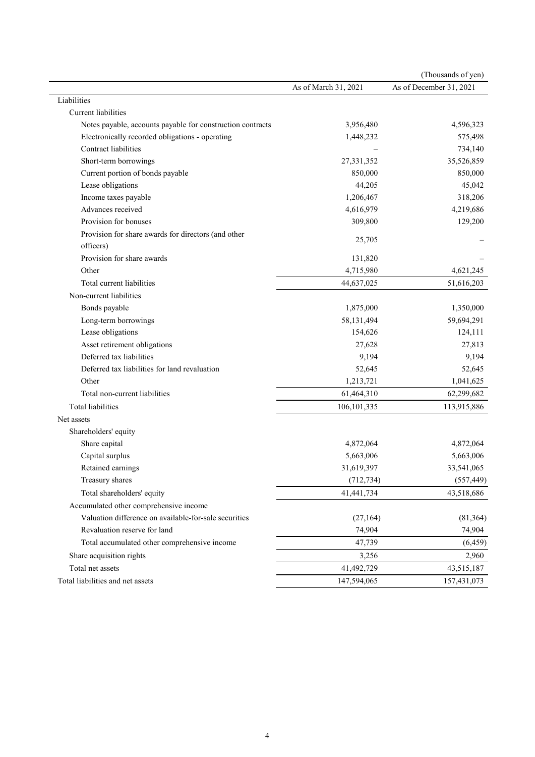(Thousands of yen)

| | As of March 31, 2021 | As of December 31, 2021 |
|---|---|---|
| Liabilities | | |
| Current liabilities | | |
| Notes payable, accounts payable for construction contracts | 3,956,480 | 4,596,323 |
| Electronically recorded obligations - operating | 1,448,232 | 575,498 |
| Contract liabilities | – | 734,140 |
| Short-term borrowings | 27,331,352 | 35,526,859 |
| Current portion of bonds payable | 850,000 | 850,000 |
| Lease obligations | 44,205 | 45,042 |
| Income taxes payable | 1,206,467 | 318,206 |
| Advances received | 4,616,979 | 4,219,686 |
| Provision for bonuses | 309,800 | 129,200 |
| Provision for share awards for directors (and other officers) | 25,705 | – |
| Provision for share awards | 131,820 | – |
| Other | 4,715,980 | 4,621,245 |
| Total current liabilities | 44,637,025 | 51,616,203 |
| Non-current liabilities | | |
| Bonds payable | 1,875,000 | 1,350,000 |
| Long-term borrowings | 58,131,494 | 59,694,291 |
| Lease obligations | 154,626 | 124,111 |
| Asset retirement obligations | 27,628 | 27,813 |
| Deferred tax liabilities | 9,194 | 9,194 |
| Deferred tax liabilities for land revaluation | 52,645 | 52,645 |
| Other | 1,213,721 | 1,041,625 |
| Total non-current liabilities | 61,464,310 | 62,299,682 |
| Total liabilities | 106,101,335 | 113,915,886 |
| Net assets | | |
| Shareholders' equity | | |
| Share capital | 4,872,064 | 4,872,064 |
| Capital surplus | 5,663,006 | 5,663,006 |
| Retained earnings | 31,619,397 | 33,541,065 |
| Treasury shares | (712,734) | (557,449) |
| Total shareholders' equity | 41,441,734 | 43,518,686 |
| Accumulated other comprehensive income | | |
| Valuation difference on available-for-sale securities | (27,164) | (81,364) |
| Revaluation reserve for land | 74,904 | 74,904 |
| Total accumulated other comprehensive income | 47,739 | (6,459) |
| Share acquisition rights | 3,256 | 2,960 |
| Total net assets | 41,492,729 | 43,515,187 |
| Total liabilities and net assets | 147,594,065 | 157,431,073 |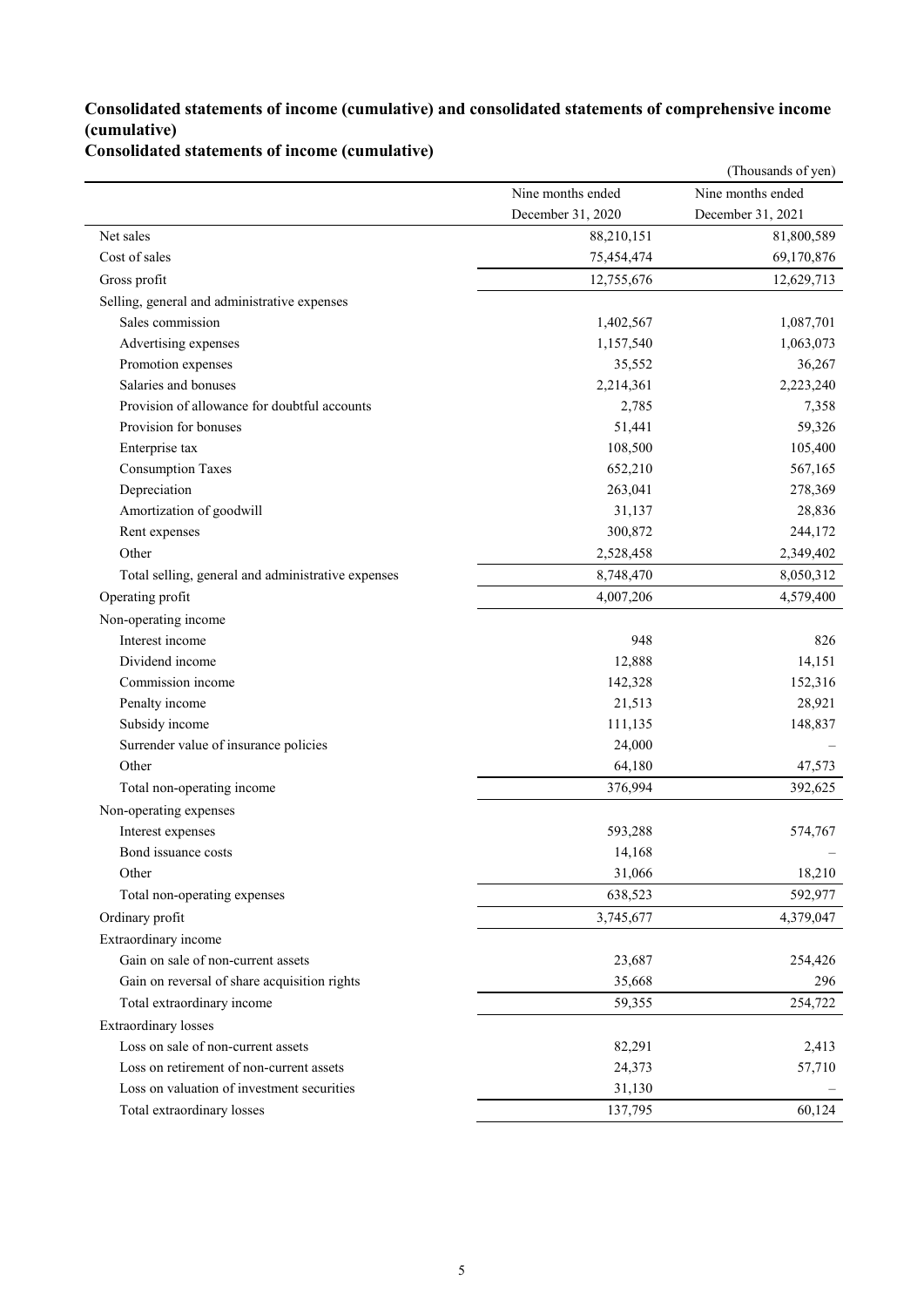## Consolidated statements of income (cumulative) and consolidated statements of comprehensive income (cumulative)

### Consolidated statements of income (cumulative)

(Thousands of yen)

| | Nine months ended December 31, 2020 | Nine months ended December 31, 2021 |
|---|---|---|
| Net sales | 88,210,151 | 81,800,589 |
| Cost of sales | 75,454,474 | 69,170,876 |
| Gross profit | 12,755,676 | 12,629,713 |
| Selling, general and administrative expenses | | |
| Sales commission | 1,402,567 | 1,087,701 |
| Advertising expenses | 1,157,540 | 1,063,073 |
| Promotion expenses | 35,552 | 36,267 |
| Salaries and bonuses | 2,214,361 | 2,223,240 |
| Provision of allowance for doubtful accounts | 2,785 | 7,358 |
| Provision for bonuses | 51,441 | 59,326 |
| Enterprise tax | 108,500 | 105,400 |
| Consumption Taxes | 652,210 | 567,165 |
| Depreciation | 263,041 | 278,369 |
| Amortization of goodwill | 31,137 | 28,836 |
| Rent expenses | 300,872 | 244,172 |
| Other | 2,528,458 | 2,349,402 |
| Total selling, general and administrative expenses | 8,748,470 | 8,050,312 |
| Operating profit | 4,007,206 | 4,579,400 |
| Non-operating income | | |
| Interest income | 948 | 826 |
| Dividend income | 12,888 | 14,151 |
| Commission income | 142,328 | 152,316 |
| Penalty income | 21,513 | 28,921 |
| Subsidy income | 111,135 | 148,837 |
| Surrender value of insurance policies | 24,000 | – |
| Other | 64,180 | 47,573 |
| Total non-operating income | 376,994 | 392,625 |
| Non-operating expenses | | |
| Interest expenses | 593,288 | 574,767 |
| Bond issuance costs | 14,168 | – |
| Other | 31,066 | 18,210 |
| Total non-operating expenses | 638,523 | 592,977 |
| Ordinary profit | 3,745,677 | 4,379,047 |
| Extraordinary income | | |
| Gain on sale of non-current assets | 23,687 | 254,426 |
| Gain on reversal of share acquisition rights | 35,668 | 296 |
| Total extraordinary income | 59,355 | 254,722 |
| Extraordinary losses | | |
| Loss on sale of non-current assets | 82,291 | 2,413 |
| Loss on retirement of non-current assets | 24,373 | 57,710 |
| Loss on valuation of investment securities | 31,130 | – |
| Total extraordinary losses | 137,795 | 60,124 |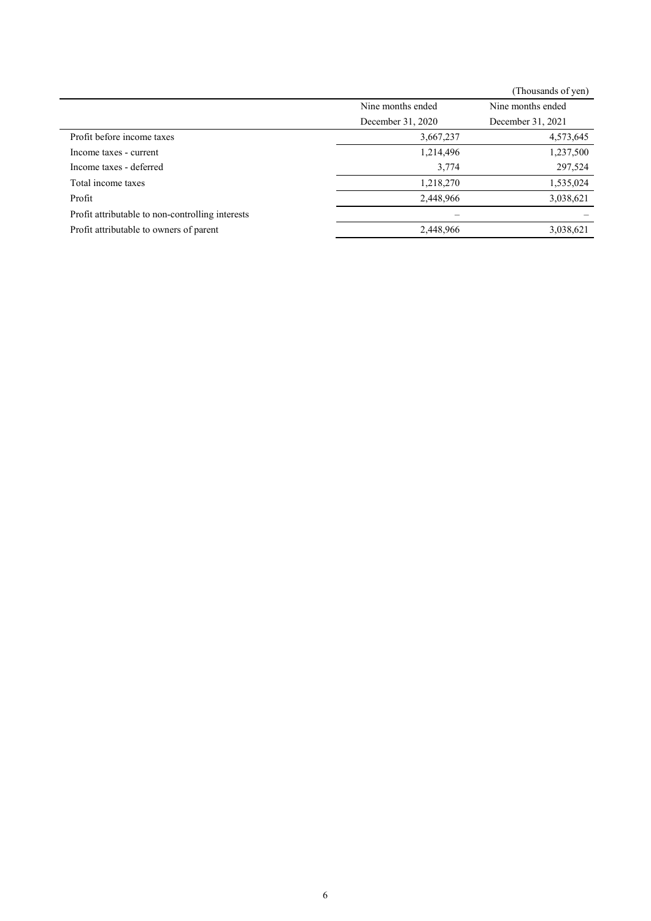(Thousands of yen)

| | Nine months ended December 31, 2020 | Nine months ended December 31, 2021 |
|---|---|---|
| Profit before income taxes | 3,667,237 | 4,573,645 |
| Income taxes - current | 1,214,496 | 1,237,500 |
| Income taxes - deferred | 3,774 | 297,524 |
| Total income taxes | 1,218,270 | 1,535,024 |
| Profit | 2,448,966 | 3,038,621 |
| Profit attributable to non-controlling interests | – | – |
| Profit attributable to owners of parent | 2,448,966 | 3,038,621 |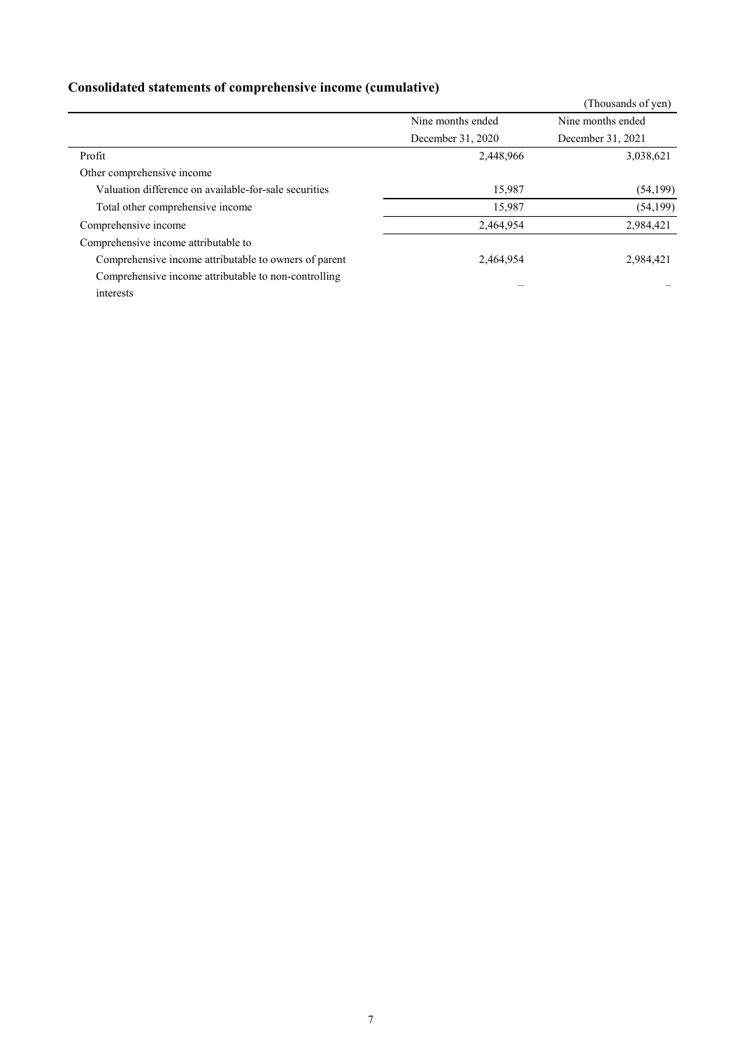## Consolidated statements of comprehensive income (cumulative)

(Thousands of yen)

| | Nine months ended December 31, 2020 | Nine months ended December 31, 2021 |
|---|---|---|
| Profit | 2,448,966 | 3,038,621 |
| Other comprehensive income | | |
| Valuation difference on available-for-sale securities | 15,987 | (54,199) |
| Total other comprehensive income | 15,987 | (54,199) |
| Comprehensive income | 2,464,954 | 2,984,421 |
| Comprehensive income attributable to | | |
| Comprehensive income attributable to owners of parent | 2,464,954 | 2,984,421 |
| Comprehensive income attributable to non-controlling interests | – | – |